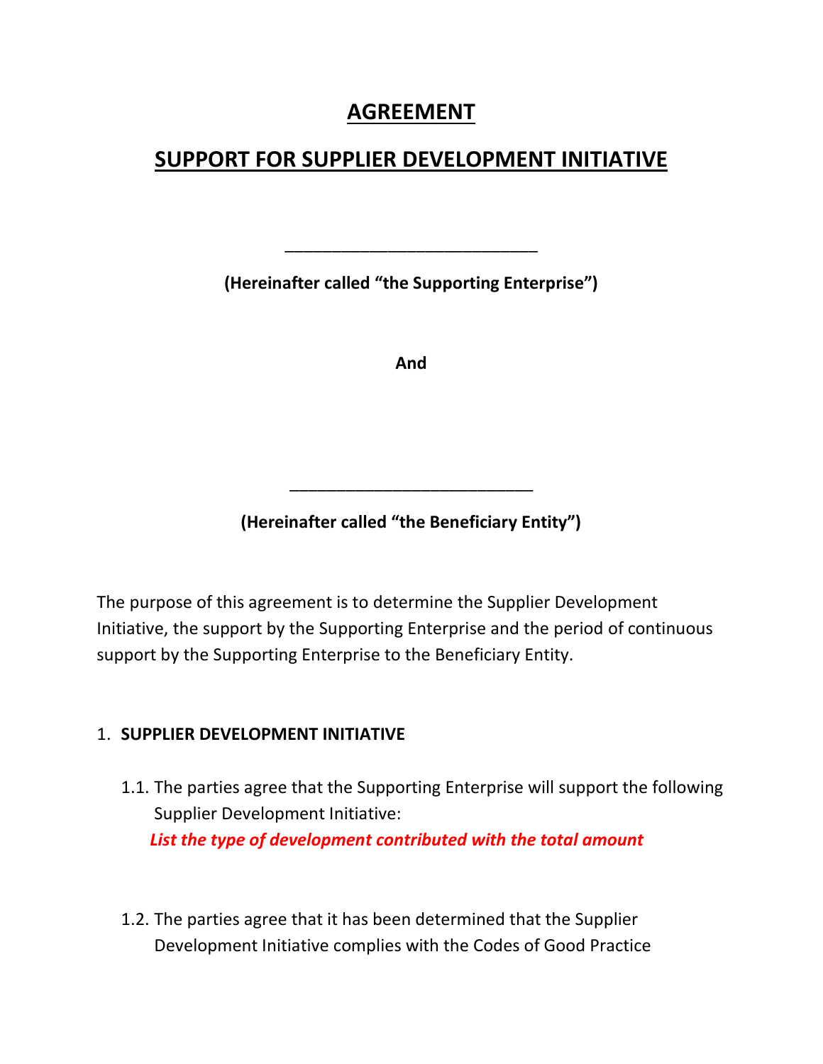# AGREEMENT

## SUPPORT FOR SUPPLIER DEVELOPMENT INITIATIVE

___________________________

**(Hereinafter called "the Supporting Enterprise")**

**And**

___________________________

**(Hereinafter called "the Beneficiary Entity")**

The purpose of this agreement is to determine the Supplier Development Initiative, the support by the Supporting Enterprise and the period of continuous support by the Supporting Enterprise to the Beneficiary Entity.

1. **SUPPLIER DEVELOPMENT INITIATIVE**

   1.1. The parties agree that the Supporting Enterprise will support the following Supplier Development Initiative:
   ***List the type of development contributed with the total amount***

   1.2. The parties agree that it has been determined that the Supplier Development Initiative complies with the Codes of Good Practice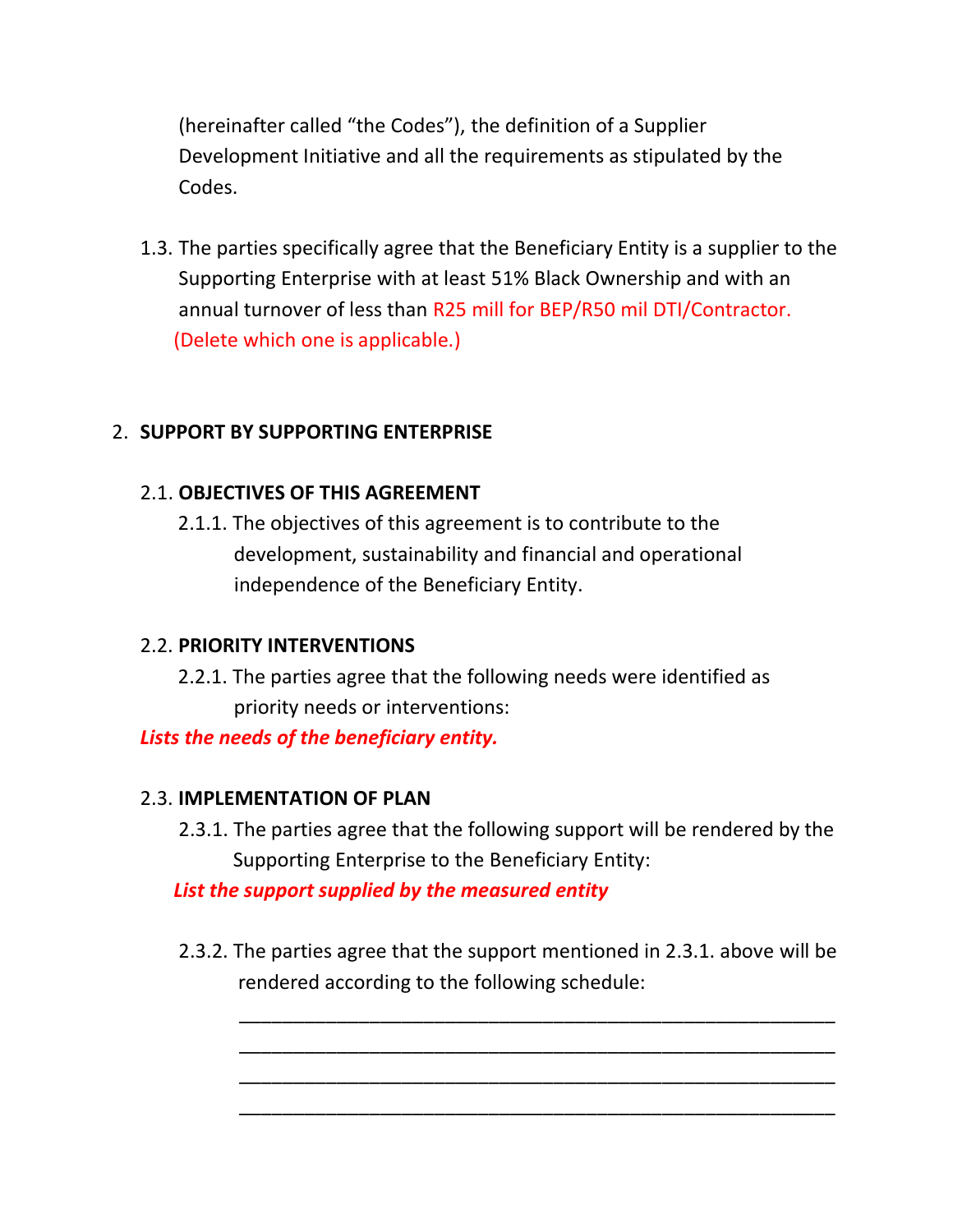(hereinafter called "the Codes"), the definition of a Supplier Development Initiative and all the requirements as stipulated by the Codes.

1.3. The parties specifically agree that the Beneficiary Entity is a supplier to the Supporting Enterprise with at least 51% Black Ownership and with an annual turnover of less than R25 mill for BEP/R50 mil DTI/Contractor. (Delete which one is applicable.)

2. **SUPPORT BY SUPPORTING ENTERPRISE**

2.1. **OBJECTIVES OF THIS AGREEMENT**

2.1.1. The objectives of this agreement is to contribute to the development, sustainability and financial and operational independence of the Beneficiary Entity.

2.2. **PRIORITY INTERVENTIONS**

2.2.1. The parties agree that the following needs were identified as priority needs or interventions:

***Lists the needs of the beneficiary entity.***

2.3. **IMPLEMENTATION OF PLAN**

2.3.1. The parties agree that the following support will be rendered by the Supporting Enterprise to the Beneficiary Entity:

***List the support supplied by the measured entity***

2.3.2. The parties agree that the support mentioned in 2.3.1. above will be rendered according to the following schedule:

\_\_\_\_\_\_\_\_\_\_\_\_\_\_\_\_\_\_\_\_\_\_\_\_\_\_\_\_\_\_\_\_\_\_\_\_\_\_\_\_\_\_\_\_\_\_\_\_\_\_\_\_\_\_\_\_

\_\_\_\_\_\_\_\_\_\_\_\_\_\_\_\_\_\_\_\_\_\_\_\_\_\_\_\_\_\_\_\_\_\_\_\_\_\_\_\_\_\_\_\_\_\_\_\_\_\_\_\_\_\_\_\_

\_\_\_\_\_\_\_\_\_\_\_\_\_\_\_\_\_\_\_\_\_\_\_\_\_\_\_\_\_\_\_\_\_\_\_\_\_\_\_\_\_\_\_\_\_\_\_\_\_\_\_\_\_\_\_\_

\_\_\_\_\_\_\_\_\_\_\_\_\_\_\_\_\_\_\_\_\_\_\_\_\_\_\_\_\_\_\_\_\_\_\_\_\_\_\_\_\_\_\_\_\_\_\_\_\_\_\_\_\_\_\_\_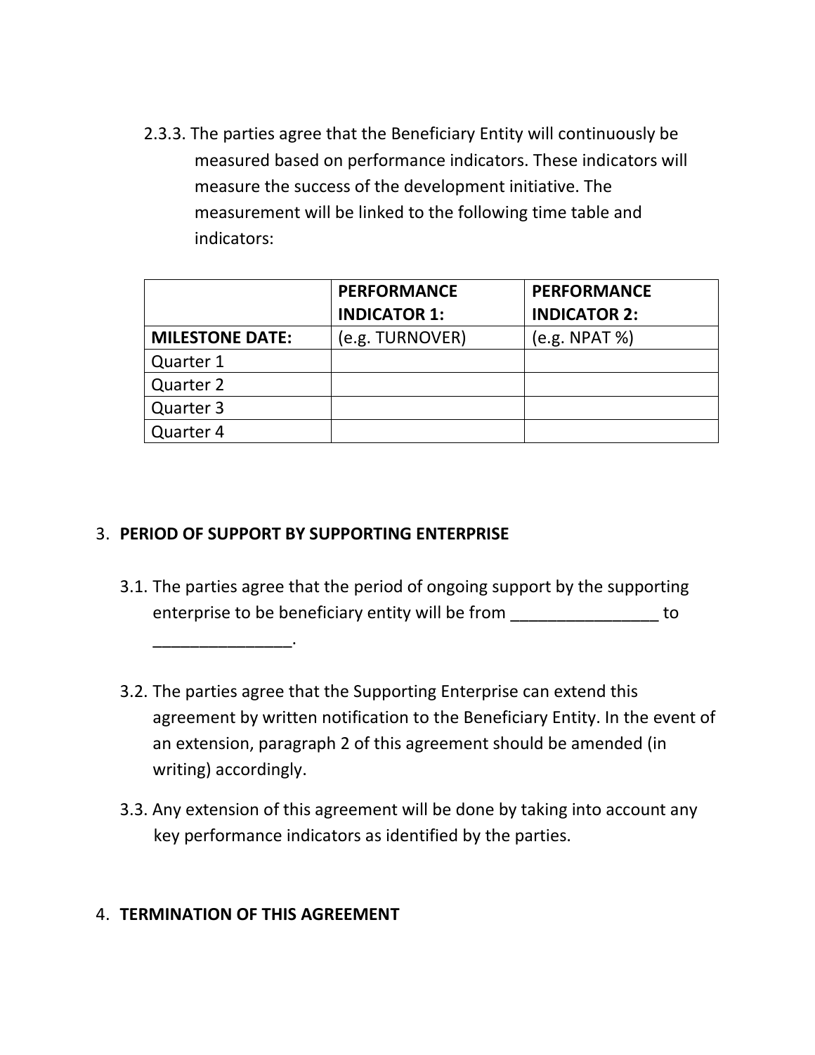2.3.3. The parties agree that the Beneficiary Entity will continuously be measured based on performance indicators. These indicators will measure the success of the development initiative. The measurement will be linked to the following time table and indicators:

| | **PERFORMANCE INDICATOR 1:** | **PERFORMANCE INDICATOR 2:** |
|---|---|---|
| **MILESTONE DATE:** | (e.g. TURNOVER) | (e.g. NPAT %) |
| Quarter 1 | | |
| Quarter 2 | | |
| Quarter 3 | | |
| Quarter 4 | | |

3. **PERIOD OF SUPPORT BY SUPPORTING ENTERPRISE**

3.1. The parties agree that the period of ongoing support by the supporting enterprise to be beneficiary entity will be from ________________ to _______________.

3.2. The parties agree that the Supporting Enterprise can extend this agreement by written notification to the Beneficiary Entity. In the event of an extension, paragraph 2 of this agreement should be amended (in writing) accordingly.

3.3. Any extension of this agreement will be done by taking into account any key performance indicators as identified by the parties.

4. **TERMINATION OF THIS AGREEMENT**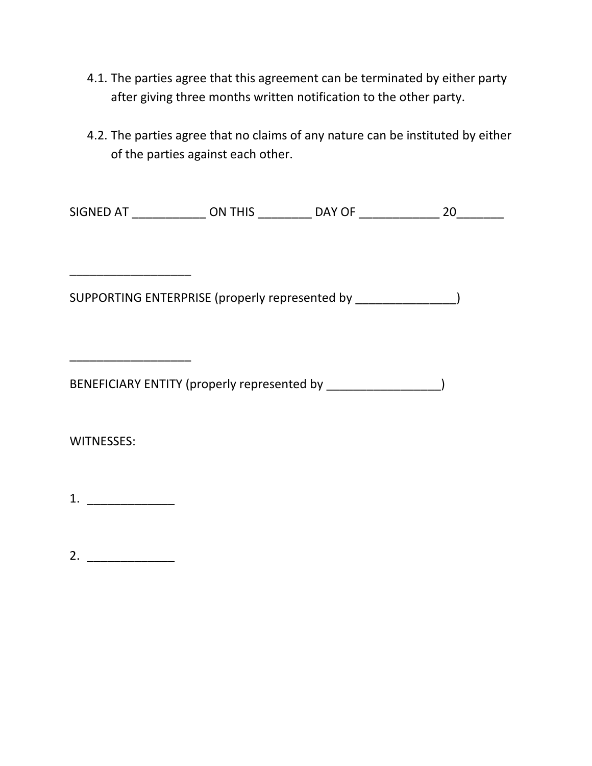4.1. The parties agree that this agreement can be terminated by either party after giving three months written notification to the other party.

4.2. The parties agree that no claims of any nature can be instituted by either of the parties against each other.

SIGNED AT ___________ ON THIS ________ DAY OF ____________ 20_______

___________________

SUPPORTING ENTERPRISE (properly represented by _______________)

___________________

BENEFICIARY ENTITY (properly represented by _________________)

WITNESSES:

1. _____________

2. _____________